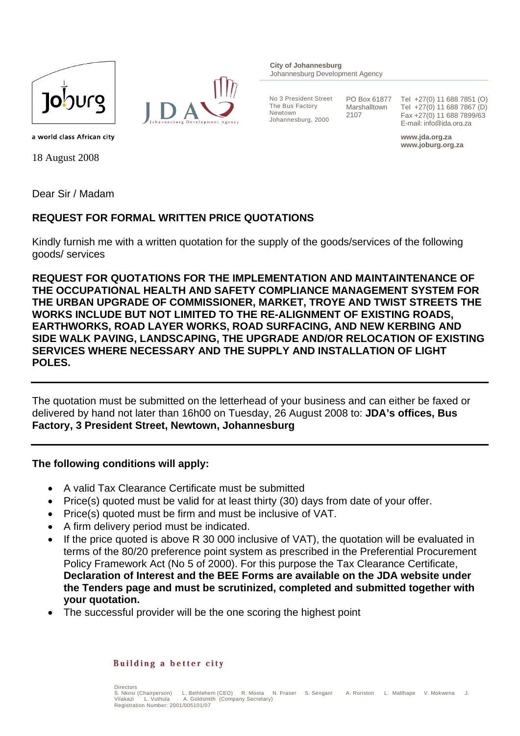a world class African city

**City of Johannesburg**
Johannesburg Development Agency

No 3 President Street
The Bus Factory
Newtown
Johannesburg, 2000

PO Box 61877
Marshalltown
2107

Tel +27(0) 11 688 7851 (O)
Tel +27(0) 11 688 7867 (D)
Fax +27(0) 11 688 7899/63
E-mail: info@jda.org.za

**www.jda.org.za**
**www.joburg.org.za**

18 August 2008

Dear Sir / Madam

**REQUEST FOR FORMAL WRITTEN PRICE QUOTATIONS**

Kindly furnish me with a written quotation for the supply of the goods/services of the following goods/ services

**REQUEST FOR QUOTATIONS FOR THE IMPLEMENTATION AND MAINTAINTENANCE OF THE OCCUPATIONAL HEALTH AND SAFETY COMPLIANCE MANAGEMENT SYSTEM FOR THE URBAN UPGRADE OF COMMISSIONER, MARKET, TROYE AND TWIST STREETS THE WORKS INCLUDE BUT NOT LIMITED TO THE RE-ALIGNMENT OF EXISTING ROADS, EARTHWORKS, ROAD LAYER WORKS, ROAD SURFACING, AND NEW KERBING AND SIDE WALK PAVING, LANDSCAPING, THE UPGRADE AND/OR RELOCATION OF EXISTING SERVICES WHERE NECESSARY AND THE SUPPLY AND INSTALLATION OF LIGHT POLES.**

---

The quotation must be submitted on the letterhead of your business and can either be faxed or delivered by hand not later than 16h00 on Tuesday, 26 August 2008 to: **JDA's offices, Bus Factory, 3 President Street, Newtown, Johannesburg**

---

**The following conditions will apply:**

- A valid Tax Clearance Certificate must be submitted
- Price(s) quoted must be valid for at least thirty (30) days from date of your offer.
- Price(s) quoted must be firm and must be inclusive of VAT.
- A firm delivery period must be indicated.
- If the price quoted is above R 30 000 inclusive of VAT), the quotation will be evaluated in terms of the 80/20 preference point system as prescribed in the Preferential Procurement Policy Framework Act (No 5 of 2000). For this purpose the Tax Clearance Certificate, **Declaration of Interest and the BEE Forms are available on the JDA website under the Tenders page and must be scrutinized, completed and submitted together with your quotation.**
- The successful provider will be the one scoring the highest point

**Building a better city**

Directors
S. Nkosi (Chairperson) L. Bethlehem (CEO) R. Moola N. Fraser S. Sengani A. Roriston L. Matlhape V. Mokwena J. Vilakazi L. Vuthula A. Goldsmith (Company Secretary)
Registration Number: 2001/005101/07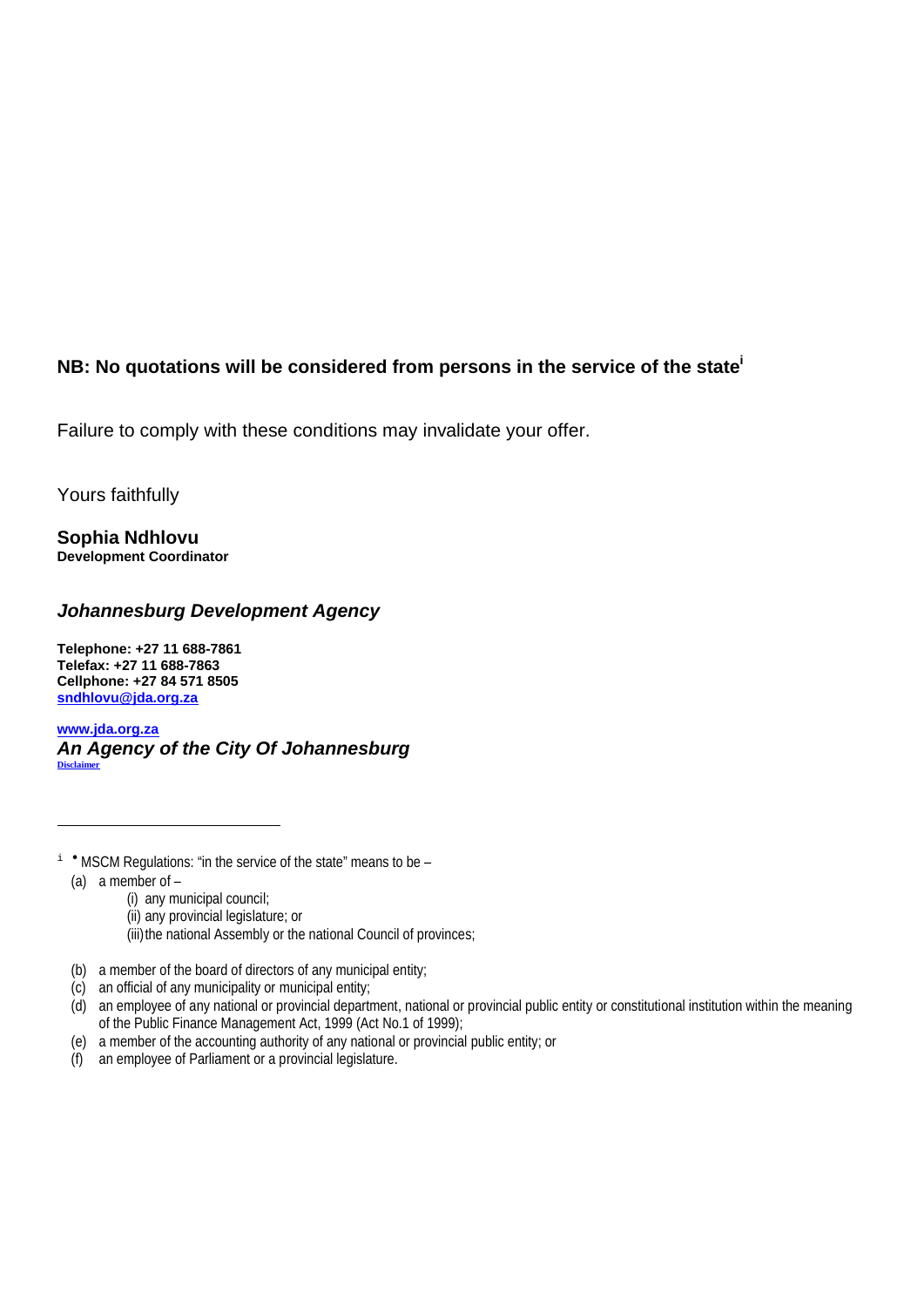**NB: No quotations will be considered from persons in the service of the state**[i]

Failure to comply with these conditions may invalidate your offer.

Yours faithfully

**Sophia Ndhlovu**
**Development Coordinator**

***Johannesburg Development Agency***

**Telephone: +27 11 688-7861**
**Telefax: +27 11 688-7863**
**Cellphone: +27 84 571 8505**
**sndhlovu@jda.org.za**

**www.jda.org.za**
***An Agency of the City Of Johannesburg***
**Disclaimer**

---

[i] • MSCM Regulations: "in the service of the state" means to be –

(a) a member of –
  (i) any municipal council;
  (ii) any provincial legislature; or
  (iii) the national Assembly or the national Council of provinces;

(b) a member of the board of directors of any municipal entity;
(c) an official of any municipality or municipal entity;
(d) an employee of any national or provincial department, national or provincial public entity or constitutional institution within the meaning of the Public Finance Management Act, 1999 (Act No.1 of 1999);
(e) a member of the accounting authority of any national or provincial public entity; or
(f) an employee of Parliament or a provincial legislature.